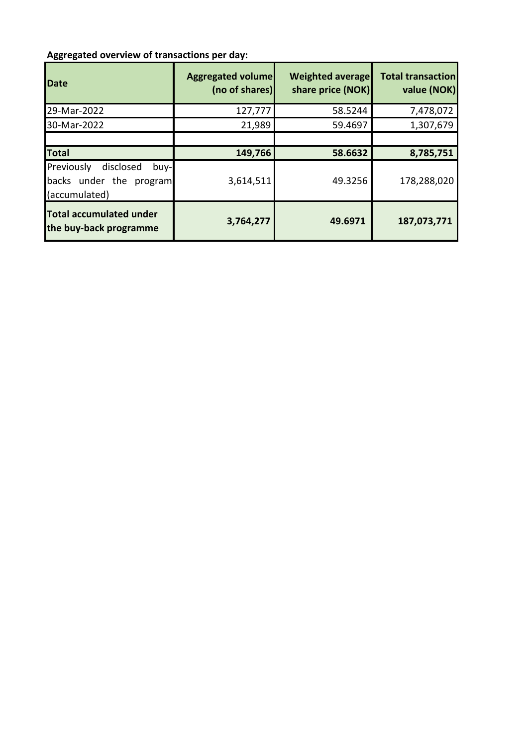**Aggregated overview of transactions per day:**

| Date | Aggregated volume (no of shares) | Weighted average share price (NOK) | Total transaction value (NOK) |
|---|---|---|---|
| 29-Mar-2022 | 127,777 | 58.5244 | 7,478,072 |
| 30-Mar-2022 | 21,989 | 59.4697 | 1,307,679 |
| | | | |
| **Total** | **149,766** | **58.6632** | **8,785,751** |
| Previously disclosed buy-backs under the program (accumulated) | 3,614,511 | 49.3256 | 178,288,020 |
| **Total accumulated under the buy-back programme** | **3,764,277** | **49.6971** | **187,073,771** |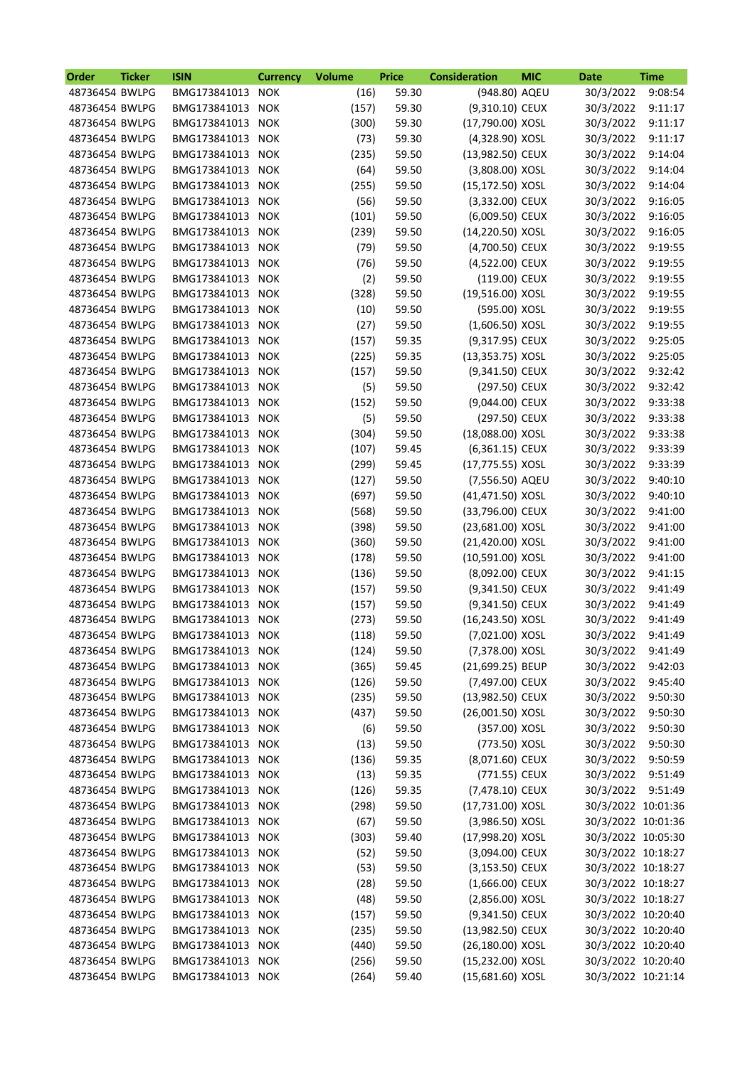| Order | Ticker | ISIN | Currency | Volume | Price | Consideration | MIC | Date | Time |
|---|---|---|---|---|---|---|---|---|---|
| 48736454 | BWLPG | BMG173841013 | NOK | (16) | 59.30 | (948.80) | AQEU | 30/3/2022 | 9:08:54 |
| 48736454 | BWLPG | BMG173841013 | NOK | (157) | 59.30 | (9,310.10) | CEUX | 30/3/2022 | 9:11:17 |
| 48736454 | BWLPG | BMG173841013 | NOK | (300) | 59.30 | (17,790.00) | XOSL | 30/3/2022 | 9:11:17 |
| 48736454 | BWLPG | BMG173841013 | NOK | (73) | 59.30 | (4,328.90) | XOSL | 30/3/2022 | 9:11:17 |
| 48736454 | BWLPG | BMG173841013 | NOK | (235) | 59.50 | (13,982.50) | CEUX | 30/3/2022 | 9:14:04 |
| 48736454 | BWLPG | BMG173841013 | NOK | (64) | 59.50 | (3,808.00) | XOSL | 30/3/2022 | 9:14:04 |
| 48736454 | BWLPG | BMG173841013 | NOK | (255) | 59.50 | (15,172.50) | XOSL | 30/3/2022 | 9:14:04 |
| 48736454 | BWLPG | BMG173841013 | NOK | (56) | 59.50 | (3,332.00) | CEUX | 30/3/2022 | 9:16:05 |
| 48736454 | BWLPG | BMG173841013 | NOK | (101) | 59.50 | (6,009.50) | CEUX | 30/3/2022 | 9:16:05 |
| 48736454 | BWLPG | BMG173841013 | NOK | (239) | 59.50 | (14,220.50) | XOSL | 30/3/2022 | 9:16:05 |
| 48736454 | BWLPG | BMG173841013 | NOK | (79) | 59.50 | (4,700.50) | CEUX | 30/3/2022 | 9:19:55 |
| 48736454 | BWLPG | BMG173841013 | NOK | (76) | 59.50 | (4,522.00) | CEUX | 30/3/2022 | 9:19:55 |
| 48736454 | BWLPG | BMG173841013 | NOK | (2) | 59.50 | (119.00) | CEUX | 30/3/2022 | 9:19:55 |
| 48736454 | BWLPG | BMG173841013 | NOK | (328) | 59.50 | (19,516.00) | XOSL | 30/3/2022 | 9:19:55 |
| 48736454 | BWLPG | BMG173841013 | NOK | (10) | 59.50 | (595.00) | XOSL | 30/3/2022 | 9:19:55 |
| 48736454 | BWLPG | BMG173841013 | NOK | (27) | 59.50 | (1,606.50) | XOSL | 30/3/2022 | 9:19:55 |
| 48736454 | BWLPG | BMG173841013 | NOK | (157) | 59.35 | (9,317.95) | CEUX | 30/3/2022 | 9:25:05 |
| 48736454 | BWLPG | BMG173841013 | NOK | (225) | 59.35 | (13,353.75) | XOSL | 30/3/2022 | 9:25:05 |
| 48736454 | BWLPG | BMG173841013 | NOK | (157) | 59.50 | (9,341.50) | CEUX | 30/3/2022 | 9:32:42 |
| 48736454 | BWLPG | BMG173841013 | NOK | (5) | 59.50 | (297.50) | CEUX | 30/3/2022 | 9:32:42 |
| 48736454 | BWLPG | BMG173841013 | NOK | (152) | 59.50 | (9,044.00) | CEUX | 30/3/2022 | 9:33:38 |
| 48736454 | BWLPG | BMG173841013 | NOK | (5) | 59.50 | (297.50) | CEUX | 30/3/2022 | 9:33:38 |
| 48736454 | BWLPG | BMG173841013 | NOK | (304) | 59.50 | (18,088.00) | XOSL | 30/3/2022 | 9:33:38 |
| 48736454 | BWLPG | BMG173841013 | NOK | (107) | 59.45 | (6,361.15) | CEUX | 30/3/2022 | 9:33:39 |
| 48736454 | BWLPG | BMG173841013 | NOK | (299) | 59.45 | (17,775.55) | XOSL | 30/3/2022 | 9:33:39 |
| 48736454 | BWLPG | BMG173841013 | NOK | (127) | 59.50 | (7,556.50) | AQEU | 30/3/2022 | 9:40:10 |
| 48736454 | BWLPG | BMG173841013 | NOK | (697) | 59.50 | (41,471.50) | XOSL | 30/3/2022 | 9:40:10 |
| 48736454 | BWLPG | BMG173841013 | NOK | (568) | 59.50 | (33,796.00) | CEUX | 30/3/2022 | 9:41:00 |
| 48736454 | BWLPG | BMG173841013 | NOK | (398) | 59.50 | (23,681.00) | XOSL | 30/3/2022 | 9:41:00 |
| 48736454 | BWLPG | BMG173841013 | NOK | (360) | 59.50 | (21,420.00) | XOSL | 30/3/2022 | 9:41:00 |
| 48736454 | BWLPG | BMG173841013 | NOK | (178) | 59.50 | (10,591.00) | XOSL | 30/3/2022 | 9:41:00 |
| 48736454 | BWLPG | BMG173841013 | NOK | (136) | 59.50 | (8,092.00) | CEUX | 30/3/2022 | 9:41:15 |
| 48736454 | BWLPG | BMG173841013 | NOK | (157) | 59.50 | (9,341.50) | CEUX | 30/3/2022 | 9:41:49 |
| 48736454 | BWLPG | BMG173841013 | NOK | (157) | 59.50 | (9,341.50) | CEUX | 30/3/2022 | 9:41:49 |
| 48736454 | BWLPG | BMG173841013 | NOK | (273) | 59.50 | (16,243.50) | XOSL | 30/3/2022 | 9:41:49 |
| 48736454 | BWLPG | BMG173841013 | NOK | (118) | 59.50 | (7,021.00) | XOSL | 30/3/2022 | 9:41:49 |
| 48736454 | BWLPG | BMG173841013 | NOK | (124) | 59.50 | (7,378.00) | XOSL | 30/3/2022 | 9:41:49 |
| 48736454 | BWLPG | BMG173841013 | NOK | (365) | 59.45 | (21,699.25) | BEUP | 30/3/2022 | 9:42:03 |
| 48736454 | BWLPG | BMG173841013 | NOK | (126) | 59.50 | (7,497.00) | CEUX | 30/3/2022 | 9:45:40 |
| 48736454 | BWLPG | BMG173841013 | NOK | (235) | 59.50 | (13,982.50) | CEUX | 30/3/2022 | 9:50:30 |
| 48736454 | BWLPG | BMG173841013 | NOK | (437) | 59.50 | (26,001.50) | XOSL | 30/3/2022 | 9:50:30 |
| 48736454 | BWLPG | BMG173841013 | NOK | (6) | 59.50 | (357.00) | XOSL | 30/3/2022 | 9:50:30 |
| 48736454 | BWLPG | BMG173841013 | NOK | (13) | 59.50 | (773.50) | XOSL | 30/3/2022 | 9:50:30 |
| 48736454 | BWLPG | BMG173841013 | NOK | (136) | 59.35 | (8,071.60) | CEUX | 30/3/2022 | 9:50:59 |
| 48736454 | BWLPG | BMG173841013 | NOK | (13) | 59.35 | (771.55) | CEUX | 30/3/2022 | 9:51:49 |
| 48736454 | BWLPG | BMG173841013 | NOK | (126) | 59.35 | (7,478.10) | CEUX | 30/3/2022 | 9:51:49 |
| 48736454 | BWLPG | BMG173841013 | NOK | (298) | 59.50 | (17,731.00) | XOSL | 30/3/2022 | 10:01:36 |
| 48736454 | BWLPG | BMG173841013 | NOK | (67) | 59.50 | (3,986.50) | XOSL | 30/3/2022 | 10:01:36 |
| 48736454 | BWLPG | BMG173841013 | NOK | (303) | 59.40 | (17,998.20) | XOSL | 30/3/2022 | 10:05:30 |
| 48736454 | BWLPG | BMG173841013 | NOK | (52) | 59.50 | (3,094.00) | CEUX | 30/3/2022 | 10:18:27 |
| 48736454 | BWLPG | BMG173841013 | NOK | (53) | 59.50 | (3,153.50) | CEUX | 30/3/2022 | 10:18:27 |
| 48736454 | BWLPG | BMG173841013 | NOK | (28) | 59.50 | (1,666.00) | CEUX | 30/3/2022 | 10:18:27 |
| 48736454 | BWLPG | BMG173841013 | NOK | (48) | 59.50 | (2,856.00) | XOSL | 30/3/2022 | 10:18:27 |
| 48736454 | BWLPG | BMG173841013 | NOK | (157) | 59.50 | (9,341.50) | CEUX | 30/3/2022 | 10:20:40 |
| 48736454 | BWLPG | BMG173841013 | NOK | (235) | 59.50 | (13,982.50) | CEUX | 30/3/2022 | 10:20:40 |
| 48736454 | BWLPG | BMG173841013 | NOK | (440) | 59.50 | (26,180.00) | XOSL | 30/3/2022 | 10:20:40 |
| 48736454 | BWLPG | BMG173841013 | NOK | (256) | 59.50 | (15,232.00) | XOSL | 30/3/2022 | 10:20:40 |
| 48736454 | BWLPG | BMG173841013 | NOK | (264) | 59.40 | (15,681.60) | XOSL | 30/3/2022 | 10:21:14 |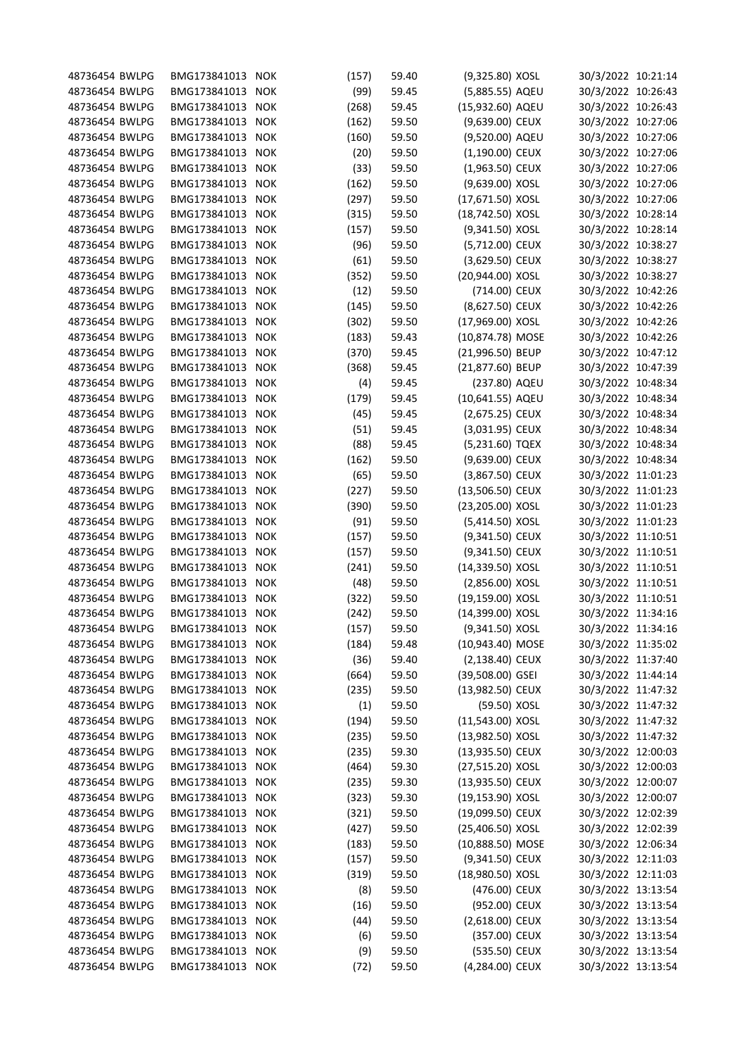| | | | | | | | | | |
|---|---|---|---|---|---|---|---|---|---|
| 48736454 | BWLPG | BMG173841013 | NOK | (157) | 59.40 | (9,325.80) | XOSL | 30/3/2022 | 10:21:14 |
| 48736454 | BWLPG | BMG173841013 | NOK | (99) | 59.45 | (5,885.55) | AQEU | 30/3/2022 | 10:26:43 |
| 48736454 | BWLPG | BMG173841013 | NOK | (268) | 59.45 | (15,932.60) | AQEU | 30/3/2022 | 10:26:43 |
| 48736454 | BWLPG | BMG173841013 | NOK | (162) | 59.50 | (9,639.00) | CEUX | 30/3/2022 | 10:27:06 |
| 48736454 | BWLPG | BMG173841013 | NOK | (160) | 59.50 | (9,520.00) | AQEU | 30/3/2022 | 10:27:06 |
| 48736454 | BWLPG | BMG173841013 | NOK | (20) | 59.50 | (1,190.00) | CEUX | 30/3/2022 | 10:27:06 |
| 48736454 | BWLPG | BMG173841013 | NOK | (33) | 59.50 | (1,963.50) | CEUX | 30/3/2022 | 10:27:06 |
| 48736454 | BWLPG | BMG173841013 | NOK | (162) | 59.50 | (9,639.00) | XOSL | 30/3/2022 | 10:27:06 |
| 48736454 | BWLPG | BMG173841013 | NOK | (297) | 59.50 | (17,671.50) | XOSL | 30/3/2022 | 10:27:06 |
| 48736454 | BWLPG | BMG173841013 | NOK | (315) | 59.50 | (18,742.50) | XOSL | 30/3/2022 | 10:28:14 |
| 48736454 | BWLPG | BMG173841013 | NOK | (157) | 59.50 | (9,341.50) | XOSL | 30/3/2022 | 10:28:14 |
| 48736454 | BWLPG | BMG173841013 | NOK | (96) | 59.50 | (5,712.00) | CEUX | 30/3/2022 | 10:38:27 |
| 48736454 | BWLPG | BMG173841013 | NOK | (61) | 59.50 | (3,629.50) | CEUX | 30/3/2022 | 10:38:27 |
| 48736454 | BWLPG | BMG173841013 | NOK | (352) | 59.50 | (20,944.00) | XOSL | 30/3/2022 | 10:38:27 |
| 48736454 | BWLPG | BMG173841013 | NOK | (12) | 59.50 | (714.00) | CEUX | 30/3/2022 | 10:42:26 |
| 48736454 | BWLPG | BMG173841013 | NOK | (145) | 59.50 | (8,627.50) | CEUX | 30/3/2022 | 10:42:26 |
| 48736454 | BWLPG | BMG173841013 | NOK | (302) | 59.50 | (17,969.00) | XOSL | 30/3/2022 | 10:42:26 |
| 48736454 | BWLPG | BMG173841013 | NOK | (183) | 59.43 | (10,874.78) | MOSE | 30/3/2022 | 10:42:26 |
| 48736454 | BWLPG | BMG173841013 | NOK | (370) | 59.45 | (21,996.50) | BEUP | 30/3/2022 | 10:47:12 |
| 48736454 | BWLPG | BMG173841013 | NOK | (368) | 59.45 | (21,877.60) | BEUP | 30/3/2022 | 10:47:39 |
| 48736454 | BWLPG | BMG173841013 | NOK | (4) | 59.45 | (237.80) | AQEU | 30/3/2022 | 10:48:34 |
| 48736454 | BWLPG | BMG173841013 | NOK | (179) | 59.45 | (10,641.55) | AQEU | 30/3/2022 | 10:48:34 |
| 48736454 | BWLPG | BMG173841013 | NOK | (45) | 59.45 | (2,675.25) | CEUX | 30/3/2022 | 10:48:34 |
| 48736454 | BWLPG | BMG173841013 | NOK | (51) | 59.45 | (3,031.95) | CEUX | 30/3/2022 | 10:48:34 |
| 48736454 | BWLPG | BMG173841013 | NOK | (88) | 59.45 | (5,231.60) | TQEX | 30/3/2022 | 10:48:34 |
| 48736454 | BWLPG | BMG173841013 | NOK | (162) | 59.50 | (9,639.00) | CEUX | 30/3/2022 | 10:48:34 |
| 48736454 | BWLPG | BMG173841013 | NOK | (65) | 59.50 | (3,867.50) | CEUX | 30/3/2022 | 11:01:23 |
| 48736454 | BWLPG | BMG173841013 | NOK | (227) | 59.50 | (13,506.50) | CEUX | 30/3/2022 | 11:01:23 |
| 48736454 | BWLPG | BMG173841013 | NOK | (390) | 59.50 | (23,205.00) | XOSL | 30/3/2022 | 11:01:23 |
| 48736454 | BWLPG | BMG173841013 | NOK | (91) | 59.50 | (5,414.50) | XOSL | 30/3/2022 | 11:01:23 |
| 48736454 | BWLPG | BMG173841013 | NOK | (157) | 59.50 | (9,341.50) | CEUX | 30/3/2022 | 11:10:51 |
| 48736454 | BWLPG | BMG173841013 | NOK | (157) | 59.50 | (9,341.50) | CEUX | 30/3/2022 | 11:10:51 |
| 48736454 | BWLPG | BMG173841013 | NOK | (241) | 59.50 | (14,339.50) | XOSL | 30/3/2022 | 11:10:51 |
| 48736454 | BWLPG | BMG173841013 | NOK | (48) | 59.50 | (2,856.00) | XOSL | 30/3/2022 | 11:10:51 |
| 48736454 | BWLPG | BMG173841013 | NOK | (322) | 59.50 | (19,159.00) | XOSL | 30/3/2022 | 11:10:51 |
| 48736454 | BWLPG | BMG173841013 | NOK | (242) | 59.50 | (14,399.00) | XOSL | 30/3/2022 | 11:34:16 |
| 48736454 | BWLPG | BMG173841013 | NOK | (157) | 59.50 | (9,341.50) | XOSL | 30/3/2022 | 11:34:16 |
| 48736454 | BWLPG | BMG173841013 | NOK | (184) | 59.48 | (10,943.40) | MOSE | 30/3/2022 | 11:35:02 |
| 48736454 | BWLPG | BMG173841013 | NOK | (36) | 59.40 | (2,138.40) | CEUX | 30/3/2022 | 11:37:40 |
| 48736454 | BWLPG | BMG173841013 | NOK | (664) | 59.50 | (39,508.00) | GSEI | 30/3/2022 | 11:44:14 |
| 48736454 | BWLPG | BMG173841013 | NOK | (235) | 59.50 | (13,982.50) | CEUX | 30/3/2022 | 11:47:32 |
| 48736454 | BWLPG | BMG173841013 | NOK | (1) | 59.50 | (59.50) | XOSL | 30/3/2022 | 11:47:32 |
| 48736454 | BWLPG | BMG173841013 | NOK | (194) | 59.50 | (11,543.00) | XOSL | 30/3/2022 | 11:47:32 |
| 48736454 | BWLPG | BMG173841013 | NOK | (235) | 59.50 | (13,982.50) | XOSL | 30/3/2022 | 11:47:32 |
| 48736454 | BWLPG | BMG173841013 | NOK | (235) | 59.30 | (13,935.50) | CEUX | 30/3/2022 | 12:00:03 |
| 48736454 | BWLPG | BMG173841013 | NOK | (464) | 59.30 | (27,515.20) | XOSL | 30/3/2022 | 12:00:03 |
| 48736454 | BWLPG | BMG173841013 | NOK | (235) | 59.30 | (13,935.50) | CEUX | 30/3/2022 | 12:00:07 |
| 48736454 | BWLPG | BMG173841013 | NOK | (323) | 59.30 | (19,153.90) | XOSL | 30/3/2022 | 12:00:07 |
| 48736454 | BWLPG | BMG173841013 | NOK | (321) | 59.50 | (19,099.50) | CEUX | 30/3/2022 | 12:02:39 |
| 48736454 | BWLPG | BMG173841013 | NOK | (427) | 59.50 | (25,406.50) | XOSL | 30/3/2022 | 12:02:39 |
| 48736454 | BWLPG | BMG173841013 | NOK | (183) | 59.50 | (10,888.50) | MOSE | 30/3/2022 | 12:06:34 |
| 48736454 | BWLPG | BMG173841013 | NOK | (157) | 59.50 | (9,341.50) | CEUX | 30/3/2022 | 12:11:03 |
| 48736454 | BWLPG | BMG173841013 | NOK | (319) | 59.50 | (18,980.50) | XOSL | 30/3/2022 | 12:11:03 |
| 48736454 | BWLPG | BMG173841013 | NOK | (8) | 59.50 | (476.00) | CEUX | 30/3/2022 | 13:13:54 |
| 48736454 | BWLPG | BMG173841013 | NOK | (16) | 59.50 | (952.00) | CEUX | 30/3/2022 | 13:13:54 |
| 48736454 | BWLPG | BMG173841013 | NOK | (44) | 59.50 | (2,618.00) | CEUX | 30/3/2022 | 13:13:54 |
| 48736454 | BWLPG | BMG173841013 | NOK | (6) | 59.50 | (357.00) | CEUX | 30/3/2022 | 13:13:54 |
| 48736454 | BWLPG | BMG173841013 | NOK | (9) | 59.50 | (535.50) | CEUX | 30/3/2022 | 13:13:54 |
| 48736454 | BWLPG | BMG173841013 | NOK | (72) | 59.50 | (4,284.00) | CEUX | 30/3/2022 | 13:13:54 |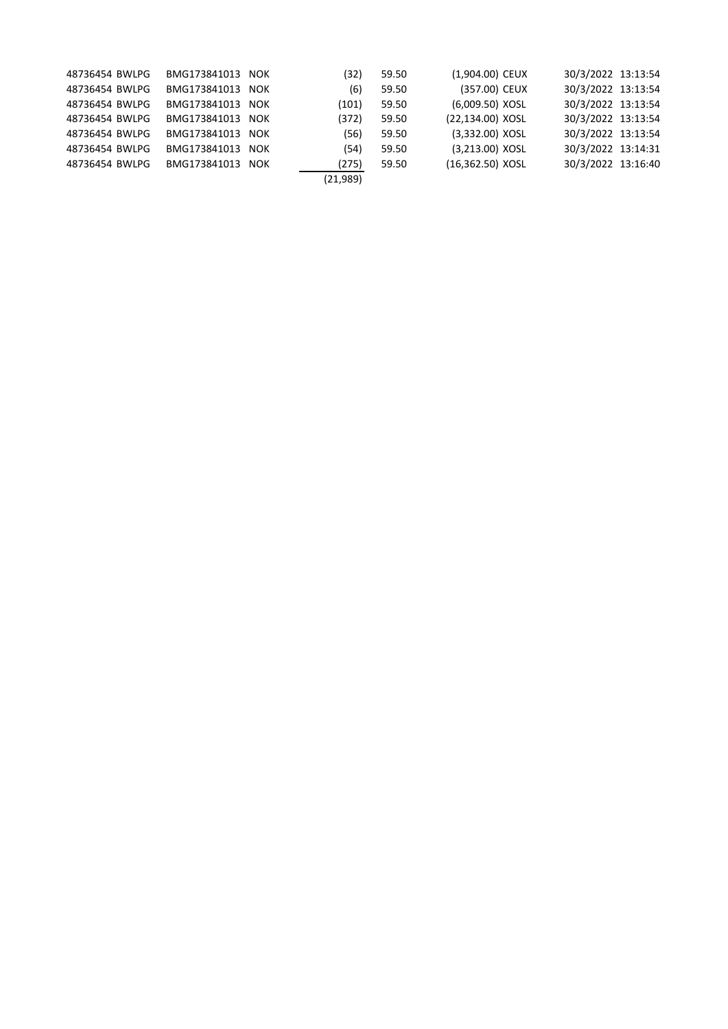| | | | | | | | | |
|---|---|---|---|---|---|---|---|---|
| 48736454 | BWLPG | BMG173841013 | NOK | (32) | 59.50 | (1,904.00) | CEUX | 30/3/2022 13:13:54 |
| 48736454 | BWLPG | BMG173841013 | NOK | (6) | 59.50 | (357.00) | CEUX | 30/3/2022 13:13:54 |
| 48736454 | BWLPG | BMG173841013 | NOK | (101) | 59.50 | (6,009.50) | XOSL | 30/3/2022 13:13:54 |
| 48736454 | BWLPG | BMG173841013 | NOK | (372) | 59.50 | (22,134.00) | XOSL | 30/3/2022 13:13:54 |
| 48736454 | BWLPG | BMG173841013 | NOK | (56) | 59.50 | (3,332.00) | XOSL | 30/3/2022 13:13:54 |
| 48736454 | BWLPG | BMG173841013 | NOK | (54) | 59.50 | (3,213.00) | XOSL | 30/3/2022 13:14:31 |
| 48736454 | BWLPG | BMG173841013 | NOK | (275) | 59.50 | (16,362.50) | XOSL | 30/3/2022 13:16:40 |
| | | | | (21,989) | | | | |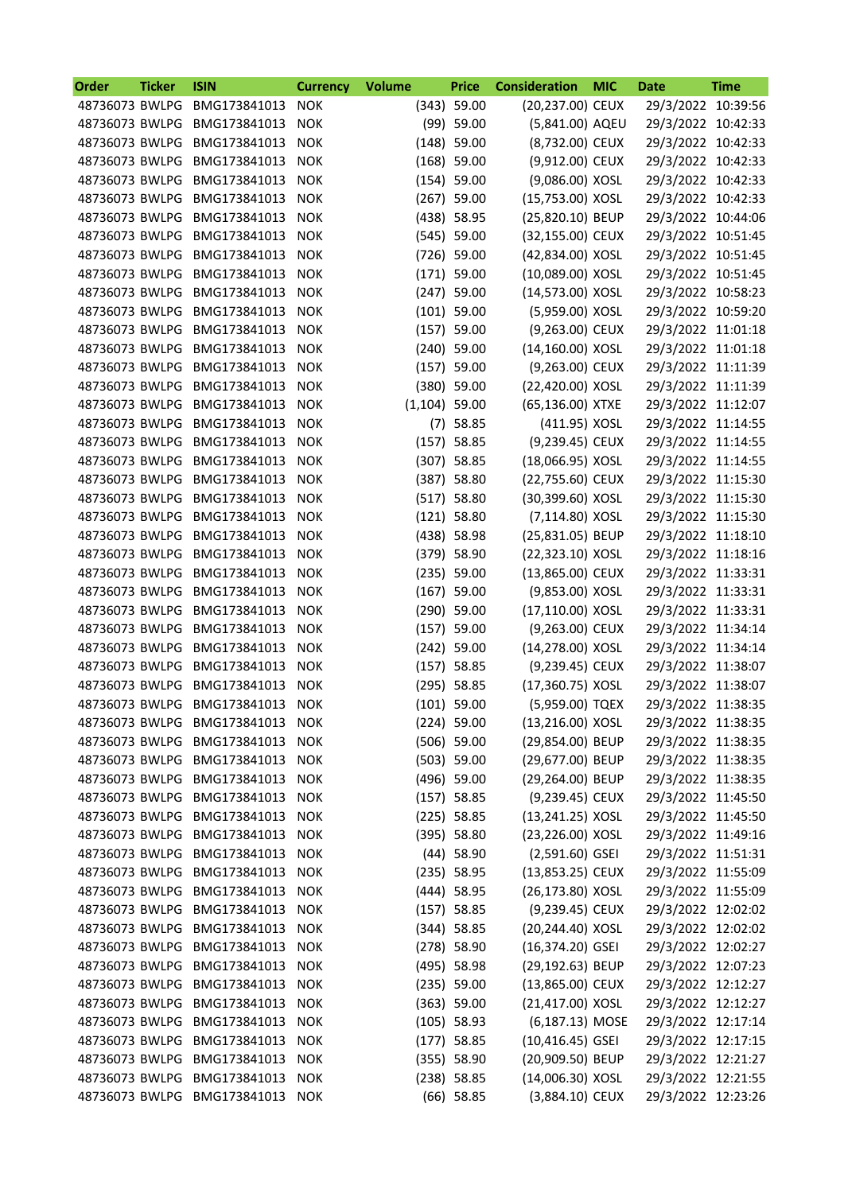| Order | Ticker | ISIN | Currency | Volume | Price | Consideration | MIC | Date | Time |
|---|---|---|---|---|---|---|---|---|---|
| 48736073 | BWLPG | BMG173841013 | NOK | (343) | 59.00 | (20,237.00) | CEUX | 29/3/2022 | 10:39:56 |
| 48736073 | BWLPG | BMG173841013 | NOK | (99) | 59.00 | (5,841.00) | AQEU | 29/3/2022 | 10:42:33 |
| 48736073 | BWLPG | BMG173841013 | NOK | (148) | 59.00 | (8,732.00) | CEUX | 29/3/2022 | 10:42:33 |
| 48736073 | BWLPG | BMG173841013 | NOK | (168) | 59.00 | (9,912.00) | CEUX | 29/3/2022 | 10:42:33 |
| 48736073 | BWLPG | BMG173841013 | NOK | (154) | 59.00 | (9,086.00) | XOSL | 29/3/2022 | 10:42:33 |
| 48736073 | BWLPG | BMG173841013 | NOK | (267) | 59.00 | (15,753.00) | XOSL | 29/3/2022 | 10:42:33 |
| 48736073 | BWLPG | BMG173841013 | NOK | (438) | 58.95 | (25,820.10) | BEUP | 29/3/2022 | 10:44:06 |
| 48736073 | BWLPG | BMG173841013 | NOK | (545) | 59.00 | (32,155.00) | CEUX | 29/3/2022 | 10:51:45 |
| 48736073 | BWLPG | BMG173841013 | NOK | (726) | 59.00 | (42,834.00) | XOSL | 29/3/2022 | 10:51:45 |
| 48736073 | BWLPG | BMG173841013 | NOK | (171) | 59.00 | (10,089.00) | XOSL | 29/3/2022 | 10:51:45 |
| 48736073 | BWLPG | BMG173841013 | NOK | (247) | 59.00 | (14,573.00) | XOSL | 29/3/2022 | 10:58:23 |
| 48736073 | BWLPG | BMG173841013 | NOK | (101) | 59.00 | (5,959.00) | XOSL | 29/3/2022 | 10:59:20 |
| 48736073 | BWLPG | BMG173841013 | NOK | (157) | 59.00 | (9,263.00) | CEUX | 29/3/2022 | 11:01:18 |
| 48736073 | BWLPG | BMG173841013 | NOK | (240) | 59.00 | (14,160.00) | XOSL | 29/3/2022 | 11:01:18 |
| 48736073 | BWLPG | BMG173841013 | NOK | (157) | 59.00 | (9,263.00) | CEUX | 29/3/2022 | 11:11:39 |
| 48736073 | BWLPG | BMG173841013 | NOK | (380) | 59.00 | (22,420.00) | XOSL | 29/3/2022 | 11:11:39 |
| 48736073 | BWLPG | BMG173841013 | NOK | (1,104) | 59.00 | (65,136.00) | XTXE | 29/3/2022 | 11:12:07 |
| 48736073 | BWLPG | BMG173841013 | NOK | (7) | 58.85 | (411.95) | XOSL | 29/3/2022 | 11:14:55 |
| 48736073 | BWLPG | BMG173841013 | NOK | (157) | 58.85 | (9,239.45) | CEUX | 29/3/2022 | 11:14:55 |
| 48736073 | BWLPG | BMG173841013 | NOK | (307) | 58.85 | (18,066.95) | XOSL | 29/3/2022 | 11:14:55 |
| 48736073 | BWLPG | BMG173841013 | NOK | (387) | 58.80 | (22,755.60) | CEUX | 29/3/2022 | 11:15:30 |
| 48736073 | BWLPG | BMG173841013 | NOK | (517) | 58.80 | (30,399.60) | XOSL | 29/3/2022 | 11:15:30 |
| 48736073 | BWLPG | BMG173841013 | NOK | (121) | 58.80 | (7,114.80) | XOSL | 29/3/2022 | 11:15:30 |
| 48736073 | BWLPG | BMG173841013 | NOK | (438) | 58.98 | (25,831.05) | BEUP | 29/3/2022 | 11:18:10 |
| 48736073 | BWLPG | BMG173841013 | NOK | (379) | 58.90 | (22,323.10) | XOSL | 29/3/2022 | 11:18:16 |
| 48736073 | BWLPG | BMG173841013 | NOK | (235) | 59.00 | (13,865.00) | CEUX | 29/3/2022 | 11:33:31 |
| 48736073 | BWLPG | BMG173841013 | NOK | (167) | 59.00 | (9,853.00) | XOSL | 29/3/2022 | 11:33:31 |
| 48736073 | BWLPG | BMG173841013 | NOK | (290) | 59.00 | (17,110.00) | XOSL | 29/3/2022 | 11:33:31 |
| 48736073 | BWLPG | BMG173841013 | NOK | (157) | 59.00 | (9,263.00) | CEUX | 29/3/2022 | 11:34:14 |
| 48736073 | BWLPG | BMG173841013 | NOK | (242) | 59.00 | (14,278.00) | XOSL | 29/3/2022 | 11:34:14 |
| 48736073 | BWLPG | BMG173841013 | NOK | (157) | 58.85 | (9,239.45) | CEUX | 29/3/2022 | 11:38:07 |
| 48736073 | BWLPG | BMG173841013 | NOK | (295) | 58.85 | (17,360.75) | XOSL | 29/3/2022 | 11:38:07 |
| 48736073 | BWLPG | BMG173841013 | NOK | (101) | 59.00 | (5,959.00) | TQEX | 29/3/2022 | 11:38:35 |
| 48736073 | BWLPG | BMG173841013 | NOK | (224) | 59.00 | (13,216.00) | XOSL | 29/3/2022 | 11:38:35 |
| 48736073 | BWLPG | BMG173841013 | NOK | (506) | 59.00 | (29,854.00) | BEUP | 29/3/2022 | 11:38:35 |
| 48736073 | BWLPG | BMG173841013 | NOK | (503) | 59.00 | (29,677.00) | BEUP | 29/3/2022 | 11:38:35 |
| 48736073 | BWLPG | BMG173841013 | NOK | (496) | 59.00 | (29,264.00) | BEUP | 29/3/2022 | 11:38:35 |
| 48736073 | BWLPG | BMG173841013 | NOK | (157) | 58.85 | (9,239.45) | CEUX | 29/3/2022 | 11:45:50 |
| 48736073 | BWLPG | BMG173841013 | NOK | (225) | 58.85 | (13,241.25) | XOSL | 29/3/2022 | 11:45:50 |
| 48736073 | BWLPG | BMG173841013 | NOK | (395) | 58.80 | (23,226.00) | XOSL | 29/3/2022 | 11:49:16 |
| 48736073 | BWLPG | BMG173841013 | NOK | (44) | 58.90 | (2,591.60) | GSEI | 29/3/2022 | 11:51:31 |
| 48736073 | BWLPG | BMG173841013 | NOK | (235) | 58.95 | (13,853.25) | CEUX | 29/3/2022 | 11:55:09 |
| 48736073 | BWLPG | BMG173841013 | NOK | (444) | 58.95 | (26,173.80) | XOSL | 29/3/2022 | 11:55:09 |
| 48736073 | BWLPG | BMG173841013 | NOK | (157) | 58.85 | (9,239.45) | CEUX | 29/3/2022 | 12:02:02 |
| 48736073 | BWLPG | BMG173841013 | NOK | (344) | 58.85 | (20,244.40) | XOSL | 29/3/2022 | 12:02:02 |
| 48736073 | BWLPG | BMG173841013 | NOK | (278) | 58.90 | (16,374.20) | GSEI | 29/3/2022 | 12:02:27 |
| 48736073 | BWLPG | BMG173841013 | NOK | (495) | 58.98 | (29,192.63) | BEUP | 29/3/2022 | 12:07:23 |
| 48736073 | BWLPG | BMG173841013 | NOK | (235) | 59.00 | (13,865.00) | CEUX | 29/3/2022 | 12:12:27 |
| 48736073 | BWLPG | BMG173841013 | NOK | (363) | 59.00 | (21,417.00) | XOSL | 29/3/2022 | 12:12:27 |
| 48736073 | BWLPG | BMG173841013 | NOK | (105) | 58.93 | (6,187.13) | MOSE | 29/3/2022 | 12:17:14 |
| 48736073 | BWLPG | BMG173841013 | NOK | (177) | 58.85 | (10,416.45) | GSEI | 29/3/2022 | 12:17:15 |
| 48736073 | BWLPG | BMG173841013 | NOK | (355) | 58.90 | (20,909.50) | BEUP | 29/3/2022 | 12:21:27 |
| 48736073 | BWLPG | BMG173841013 | NOK | (238) | 58.85 | (14,006.30) | XOSL | 29/3/2022 | 12:21:55 |
| 48736073 | BWLPG | BMG173841013 | NOK | (66) | 58.85 | (3,884.10) | CEUX | 29/3/2022 | 12:23:26 |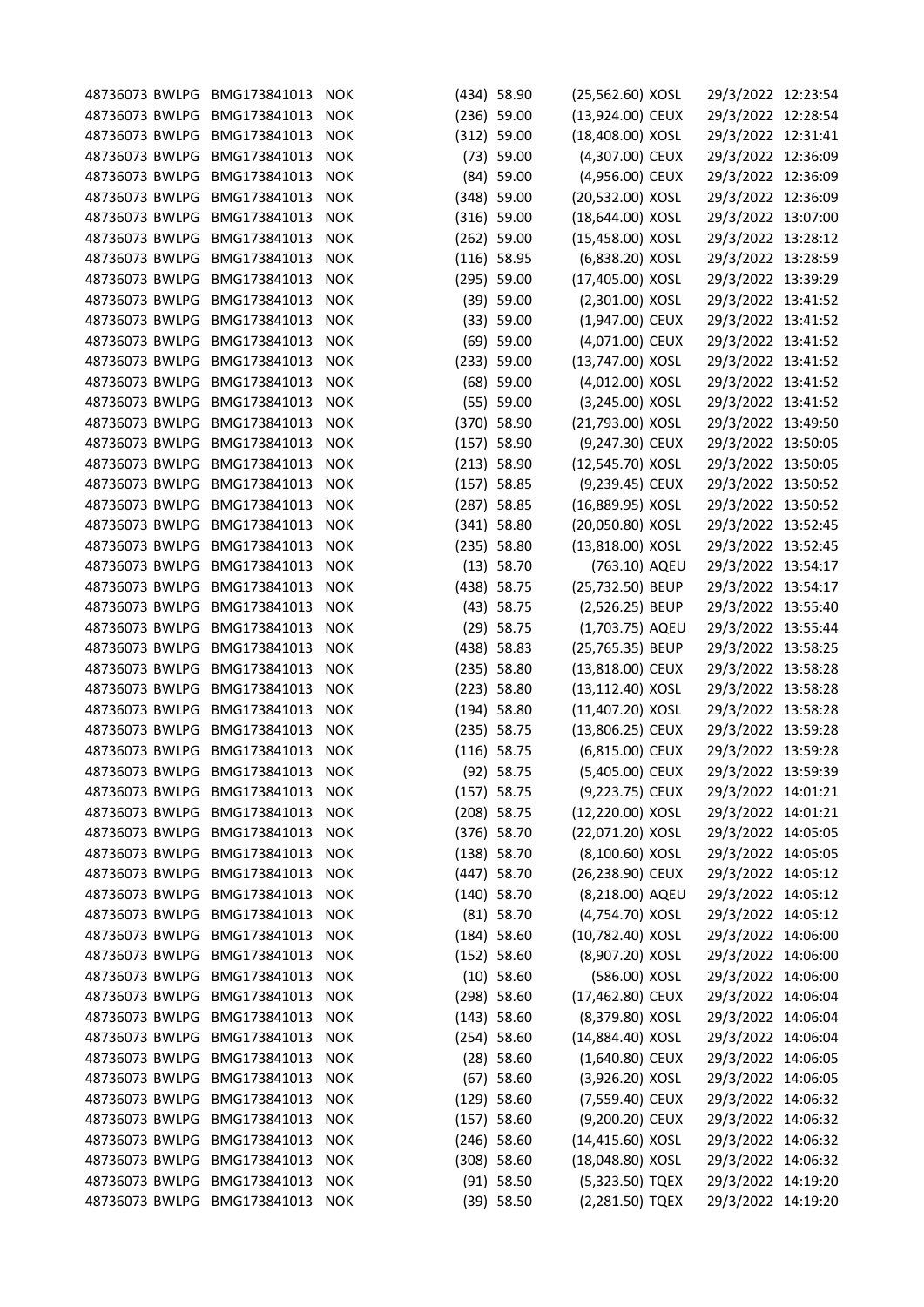| | | | | | | | | | |
|---|---|---|---|---|---|---|---|---|---|
| 48736073 | BWLPG | BMG173841013 | NOK | (434) | 58.90 | (25,562.60) | XOSL | 29/3/2022 | 12:23:54 |
| 48736073 | BWLPG | BMG173841013 | NOK | (236) | 59.00 | (13,924.00) | CEUX | 29/3/2022 | 12:28:54 |
| 48736073 | BWLPG | BMG173841013 | NOK | (312) | 59.00 | (18,408.00) | XOSL | 29/3/2022 | 12:31:41 |
| 48736073 | BWLPG | BMG173841013 | NOK | (73) | 59.00 | (4,307.00) | CEUX | 29/3/2022 | 12:36:09 |
| 48736073 | BWLPG | BMG173841013 | NOK | (84) | 59.00 | (4,956.00) | CEUX | 29/3/2022 | 12:36:09 |
| 48736073 | BWLPG | BMG173841013 | NOK | (348) | 59.00 | (20,532.00) | XOSL | 29/3/2022 | 12:36:09 |
| 48736073 | BWLPG | BMG173841013 | NOK | (316) | 59.00 | (18,644.00) | XOSL | 29/3/2022 | 13:07:00 |
| 48736073 | BWLPG | BMG173841013 | NOK | (262) | 59.00 | (15,458.00) | XOSL | 29/3/2022 | 13:28:12 |
| 48736073 | BWLPG | BMG173841013 | NOK | (116) | 58.95 | (6,838.20) | XOSL | 29/3/2022 | 13:28:59 |
| 48736073 | BWLPG | BMG173841013 | NOK | (295) | 59.00 | (17,405.00) | XOSL | 29/3/2022 | 13:39:29 |
| 48736073 | BWLPG | BMG173841013 | NOK | (39) | 59.00 | (2,301.00) | XOSL | 29/3/2022 | 13:41:52 |
| 48736073 | BWLPG | BMG173841013 | NOK | (33) | 59.00 | (1,947.00) | CEUX | 29/3/2022 | 13:41:52 |
| 48736073 | BWLPG | BMG173841013 | NOK | (69) | 59.00 | (4,071.00) | CEUX | 29/3/2022 | 13:41:52 |
| 48736073 | BWLPG | BMG173841013 | NOK | (233) | 59.00 | (13,747.00) | XOSL | 29/3/2022 | 13:41:52 |
| 48736073 | BWLPG | BMG173841013 | NOK | (68) | 59.00 | (4,012.00) | XOSL | 29/3/2022 | 13:41:52 |
| 48736073 | BWLPG | BMG173841013 | NOK | (55) | 59.00 | (3,245.00) | XOSL | 29/3/2022 | 13:41:52 |
| 48736073 | BWLPG | BMG173841013 | NOK | (370) | 58.90 | (21,793.00) | XOSL | 29/3/2022 | 13:49:50 |
| 48736073 | BWLPG | BMG173841013 | NOK | (157) | 58.90 | (9,247.30) | CEUX | 29/3/2022 | 13:50:05 |
| 48736073 | BWLPG | BMG173841013 | NOK | (213) | 58.90 | (12,545.70) | XOSL | 29/3/2022 | 13:50:05 |
| 48736073 | BWLPG | BMG173841013 | NOK | (157) | 58.85 | (9,239.45) | CEUX | 29/3/2022 | 13:50:52 |
| 48736073 | BWLPG | BMG173841013 | NOK | (287) | 58.85 | (16,889.95) | XOSL | 29/3/2022 | 13:50:52 |
| 48736073 | BWLPG | BMG173841013 | NOK | (341) | 58.80 | (20,050.80) | XOSL | 29/3/2022 | 13:52:45 |
| 48736073 | BWLPG | BMG173841013 | NOK | (235) | 58.80 | (13,818.00) | XOSL | 29/3/2022 | 13:52:45 |
| 48736073 | BWLPG | BMG173841013 | NOK | (13) | 58.70 | (763.10) | AQEU | 29/3/2022 | 13:54:17 |
| 48736073 | BWLPG | BMG173841013 | NOK | (438) | 58.75 | (25,732.50) | BEUP | 29/3/2022 | 13:54:17 |
| 48736073 | BWLPG | BMG173841013 | NOK | (43) | 58.75 | (2,526.25) | BEUP | 29/3/2022 | 13:55:40 |
| 48736073 | BWLPG | BMG173841013 | NOK | (29) | 58.75 | (1,703.75) | AQEU | 29/3/2022 | 13:55:44 |
| 48736073 | BWLPG | BMG173841013 | NOK | (438) | 58.83 | (25,765.35) | BEUP | 29/3/2022 | 13:58:25 |
| 48736073 | BWLPG | BMG173841013 | NOK | (235) | 58.80 | (13,818.00) | CEUX | 29/3/2022 | 13:58:28 |
| 48736073 | BWLPG | BMG173841013 | NOK | (223) | 58.80 | (13,112.40) | XOSL | 29/3/2022 | 13:58:28 |
| 48736073 | BWLPG | BMG173841013 | NOK | (194) | 58.80 | (11,407.20) | XOSL | 29/3/2022 | 13:58:28 |
| 48736073 | BWLPG | BMG173841013 | NOK | (235) | 58.75 | (13,806.25) | CEUX | 29/3/2022 | 13:59:28 |
| 48736073 | BWLPG | BMG173841013 | NOK | (116) | 58.75 | (6,815.00) | CEUX | 29/3/2022 | 13:59:28 |
| 48736073 | BWLPG | BMG173841013 | NOK | (92) | 58.75 | (5,405.00) | CEUX | 29/3/2022 | 13:59:39 |
| 48736073 | BWLPG | BMG173841013 | NOK | (157) | 58.75 | (9,223.75) | CEUX | 29/3/2022 | 14:01:21 |
| 48736073 | BWLPG | BMG173841013 | NOK | (208) | 58.75 | (12,220.00) | XOSL | 29/3/2022 | 14:01:21 |
| 48736073 | BWLPG | BMG173841013 | NOK | (376) | 58.70 | (22,071.20) | XOSL | 29/3/2022 | 14:05:05 |
| 48736073 | BWLPG | BMG173841013 | NOK | (138) | 58.70 | (8,100.60) | XOSL | 29/3/2022 | 14:05:05 |
| 48736073 | BWLPG | BMG173841013 | NOK | (447) | 58.70 | (26,238.90) | CEUX | 29/3/2022 | 14:05:12 |
| 48736073 | BWLPG | BMG173841013 | NOK | (140) | 58.70 | (8,218.00) | AQEU | 29/3/2022 | 14:05:12 |
| 48736073 | BWLPG | BMG173841013 | NOK | (81) | 58.70 | (4,754.70) | XOSL | 29/3/2022 | 14:05:12 |
| 48736073 | BWLPG | BMG173841013 | NOK | (184) | 58.60 | (10,782.40) | XOSL | 29/3/2022 | 14:06:00 |
| 48736073 | BWLPG | BMG173841013 | NOK | (152) | 58.60 | (8,907.20) | XOSL | 29/3/2022 | 14:06:00 |
| 48736073 | BWLPG | BMG173841013 | NOK | (10) | 58.60 | (586.00) | XOSL | 29/3/2022 | 14:06:00 |
| 48736073 | BWLPG | BMG173841013 | NOK | (298) | 58.60 | (17,462.80) | CEUX | 29/3/2022 | 14:06:04 |
| 48736073 | BWLPG | BMG173841013 | NOK | (143) | 58.60 | (8,379.80) | XOSL | 29/3/2022 | 14:06:04 |
| 48736073 | BWLPG | BMG173841013 | NOK | (254) | 58.60 | (14,884.40) | XOSL | 29/3/2022 | 14:06:04 |
| 48736073 | BWLPG | BMG173841013 | NOK | (28) | 58.60 | (1,640.80) | CEUX | 29/3/2022 | 14:06:05 |
| 48736073 | BWLPG | BMG173841013 | NOK | (67) | 58.60 | (3,926.20) | XOSL | 29/3/2022 | 14:06:05 |
| 48736073 | BWLPG | BMG173841013 | NOK | (129) | 58.60 | (7,559.40) | CEUX | 29/3/2022 | 14:06:32 |
| 48736073 | BWLPG | BMG173841013 | NOK | (157) | 58.60 | (9,200.20) | CEUX | 29/3/2022 | 14:06:32 |
| 48736073 | BWLPG | BMG173841013 | NOK | (246) | 58.60 | (14,415.60) | XOSL | 29/3/2022 | 14:06:32 |
| 48736073 | BWLPG | BMG173841013 | NOK | (308) | 58.60 | (18,048.80) | XOSL | 29/3/2022 | 14:06:32 |
| 48736073 | BWLPG | BMG173841013 | NOK | (91) | 58.50 | (5,323.50) | TQEX | 29/3/2022 | 14:19:20 |
| 48736073 | BWLPG | BMG173841013 | NOK | (39) | 58.50 | (2,281.50) | TQEX | 29/3/2022 | 14:19:20 |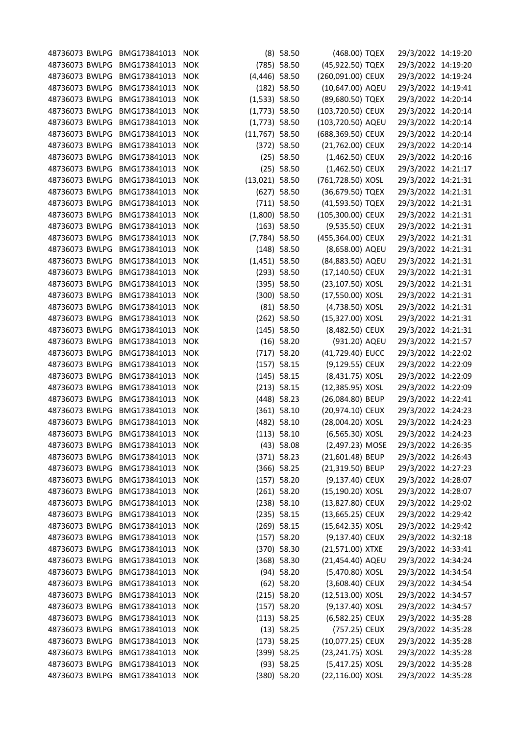| | | | | | | | | | |
|---|---|---|---|---|---|---|---|---|---|
| 48736073 | BWLPG | BMG173841013 | NOK | (8) | 58.50 | (468.00) | TQEX | 29/3/2022 | 14:19:20 |
| 48736073 | BWLPG | BMG173841013 | NOK | (785) | 58.50 | (45,922.50) | TQEX | 29/3/2022 | 14:19:20 |
| 48736073 | BWLPG | BMG173841013 | NOK | (4,446) | 58.50 | (260,091.00) | CEUX | 29/3/2022 | 14:19:24 |
| 48736073 | BWLPG | BMG173841013 | NOK | (182) | 58.50 | (10,647.00) | AQEU | 29/3/2022 | 14:19:41 |
| 48736073 | BWLPG | BMG173841013 | NOK | (1,533) | 58.50 | (89,680.50) | TQEX | 29/3/2022 | 14:20:14 |
| 48736073 | BWLPG | BMG173841013 | NOK | (1,773) | 58.50 | (103,720.50) | CEUX | 29/3/2022 | 14:20:14 |
| 48736073 | BWLPG | BMG173841013 | NOK | (1,773) | 58.50 | (103,720.50) | AQEU | 29/3/2022 | 14:20:14 |
| 48736073 | BWLPG | BMG173841013 | NOK | (11,767) | 58.50 | (688,369.50) | CEUX | 29/3/2022 | 14:20:14 |
| 48736073 | BWLPG | BMG173841013 | NOK | (372) | 58.50 | (21,762.00) | CEUX | 29/3/2022 | 14:20:14 |
| 48736073 | BWLPG | BMG173841013 | NOK | (25) | 58.50 | (1,462.50) | CEUX | 29/3/2022 | 14:20:16 |
| 48736073 | BWLPG | BMG173841013 | NOK | (25) | 58.50 | (1,462.50) | CEUX | 29/3/2022 | 14:21:17 |
| 48736073 | BWLPG | BMG173841013 | NOK | (13,021) | 58.50 | (761,728.50) | XOSL | 29/3/2022 | 14:21:31 |
| 48736073 | BWLPG | BMG173841013 | NOK | (627) | 58.50 | (36,679.50) | TQEX | 29/3/2022 | 14:21:31 |
| 48736073 | BWLPG | BMG173841013 | NOK | (711) | 58.50 | (41,593.50) | TQEX | 29/3/2022 | 14:21:31 |
| 48736073 | BWLPG | BMG173841013 | NOK | (1,800) | 58.50 | (105,300.00) | CEUX | 29/3/2022 | 14:21:31 |
| 48736073 | BWLPG | BMG173841013 | NOK | (163) | 58.50 | (9,535.50) | CEUX | 29/3/2022 | 14:21:31 |
| 48736073 | BWLPG | BMG173841013 | NOK | (7,784) | 58.50 | (455,364.00) | CEUX | 29/3/2022 | 14:21:31 |
| 48736073 | BWLPG | BMG173841013 | NOK | (148) | 58.50 | (8,658.00) | AQEU | 29/3/2022 | 14:21:31 |
| 48736073 | BWLPG | BMG173841013 | NOK | (1,451) | 58.50 | (84,883.50) | AQEU | 29/3/2022 | 14:21:31 |
| 48736073 | BWLPG | BMG173841013 | NOK | (293) | 58.50 | (17,140.50) | CEUX | 29/3/2022 | 14:21:31 |
| 48736073 | BWLPG | BMG173841013 | NOK | (395) | 58.50 | (23,107.50) | XOSL | 29/3/2022 | 14:21:31 |
| 48736073 | BWLPG | BMG173841013 | NOK | (300) | 58.50 | (17,550.00) | XOSL | 29/3/2022 | 14:21:31 |
| 48736073 | BWLPG | BMG173841013 | NOK | (81) | 58.50 | (4,738.50) | XOSL | 29/3/2022 | 14:21:31 |
| 48736073 | BWLPG | BMG173841013 | NOK | (262) | 58.50 | (15,327.00) | XOSL | 29/3/2022 | 14:21:31 |
| 48736073 | BWLPG | BMG173841013 | NOK | (145) | 58.50 | (8,482.50) | CEUX | 29/3/2022 | 14:21:31 |
| 48736073 | BWLPG | BMG173841013 | NOK | (16) | 58.20 | (931.20) | AQEU | 29/3/2022 | 14:21:57 |
| 48736073 | BWLPG | BMG173841013 | NOK | (717) | 58.20 | (41,729.40) | EUCC | 29/3/2022 | 14:22:02 |
| 48736073 | BWLPG | BMG173841013 | NOK | (157) | 58.15 | (9,129.55) | CEUX | 29/3/2022 | 14:22:09 |
| 48736073 | BWLPG | BMG173841013 | NOK | (145) | 58.15 | (8,431.75) | XOSL | 29/3/2022 | 14:22:09 |
| 48736073 | BWLPG | BMG173841013 | NOK | (213) | 58.15 | (12,385.95) | XOSL | 29/3/2022 | 14:22:09 |
| 48736073 | BWLPG | BMG173841013 | NOK | (448) | 58.23 | (26,084.80) | BEUP | 29/3/2022 | 14:22:41 |
| 48736073 | BWLPG | BMG173841013 | NOK | (361) | 58.10 | (20,974.10) | CEUX | 29/3/2022 | 14:24:23 |
| 48736073 | BWLPG | BMG173841013 | NOK | (482) | 58.10 | (28,004.20) | XOSL | 29/3/2022 | 14:24:23 |
| 48736073 | BWLPG | BMG173841013 | NOK | (113) | 58.10 | (6,565.30) | XOSL | 29/3/2022 | 14:24:23 |
| 48736073 | BWLPG | BMG173841013 | NOK | (43) | 58.08 | (2,497.23) | MOSE | 29/3/2022 | 14:26:35 |
| 48736073 | BWLPG | BMG173841013 | NOK | (371) | 58.23 | (21,601.48) | BEUP | 29/3/2022 | 14:26:43 |
| 48736073 | BWLPG | BMG173841013 | NOK | (366) | 58.25 | (21,319.50) | BEUP | 29/3/2022 | 14:27:23 |
| 48736073 | BWLPG | BMG173841013 | NOK | (157) | 58.20 | (9,137.40) | CEUX | 29/3/2022 | 14:28:07 |
| 48736073 | BWLPG | BMG173841013 | NOK | (261) | 58.20 | (15,190.20) | XOSL | 29/3/2022 | 14:28:07 |
| 48736073 | BWLPG | BMG173841013 | NOK | (238) | 58.10 | (13,827.80) | CEUX | 29/3/2022 | 14:29:02 |
| 48736073 | BWLPG | BMG173841013 | NOK | (235) | 58.15 | (13,665.25) | CEUX | 29/3/2022 | 14:29:42 |
| 48736073 | BWLPG | BMG173841013 | NOK | (269) | 58.15 | (15,642.35) | XOSL | 29/3/2022 | 14:29:42 |
| 48736073 | BWLPG | BMG173841013 | NOK | (157) | 58.20 | (9,137.40) | CEUX | 29/3/2022 | 14:32:18 |
| 48736073 | BWLPG | BMG173841013 | NOK | (370) | 58.30 | (21,571.00) | XTXE | 29/3/2022 | 14:33:41 |
| 48736073 | BWLPG | BMG173841013 | NOK | (368) | 58.30 | (21,454.40) | AQEU | 29/3/2022 | 14:34:24 |
| 48736073 | BWLPG | BMG173841013 | NOK | (94) | 58.20 | (5,470.80) | XOSL | 29/3/2022 | 14:34:54 |
| 48736073 | BWLPG | BMG173841013 | NOK | (62) | 58.20 | (3,608.40) | CEUX | 29/3/2022 | 14:34:54 |
| 48736073 | BWLPG | BMG173841013 | NOK | (215) | 58.20 | (12,513.00) | XOSL | 29/3/2022 | 14:34:57 |
| 48736073 | BWLPG | BMG173841013 | NOK | (157) | 58.20 | (9,137.40) | XOSL | 29/3/2022 | 14:34:57 |
| 48736073 | BWLPG | BMG173841013 | NOK | (113) | 58.25 | (6,582.25) | CEUX | 29/3/2022 | 14:35:28 |
| 48736073 | BWLPG | BMG173841013 | NOK | (13) | 58.25 | (757.25) | CEUX | 29/3/2022 | 14:35:28 |
| 48736073 | BWLPG | BMG173841013 | NOK | (173) | 58.25 | (10,077.25) | CEUX | 29/3/2022 | 14:35:28 |
| 48736073 | BWLPG | BMG173841013 | NOK | (399) | 58.25 | (23,241.75) | XOSL | 29/3/2022 | 14:35:28 |
| 48736073 | BWLPG | BMG173841013 | NOK | (93) | 58.25 | (5,417.25) | XOSL | 29/3/2022 | 14:35:28 |
| 48736073 | BWLPG | BMG173841013 | NOK | (380) | 58.20 | (22,116.00) | XOSL | 29/3/2022 | 14:35:28 |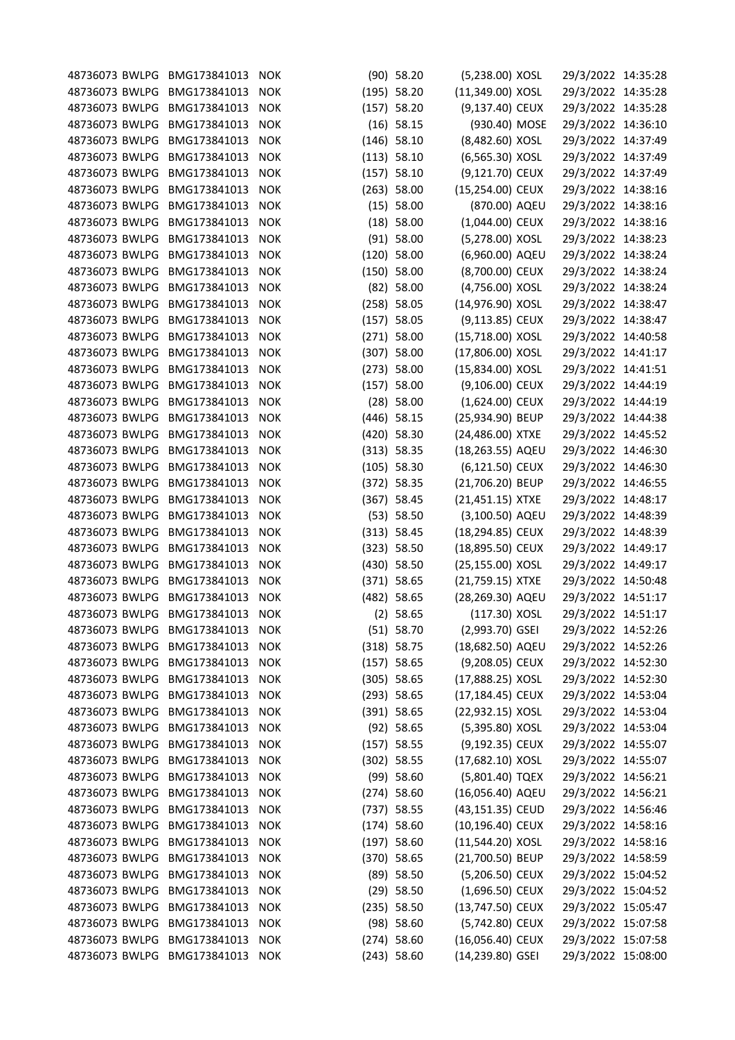| | | | | | | | | | |
|---|---|---|---|---|---|---|---|---|---|
| 48736073 | BWLPG | BMG173841013 | NOK | (90) | 58.20 | (5,238.00) | XOSL | 29/3/2022 | 14:35:28 |
| 48736073 | BWLPG | BMG173841013 | NOK | (195) | 58.20 | (11,349.00) | XOSL | 29/3/2022 | 14:35:28 |
| 48736073 | BWLPG | BMG173841013 | NOK | (157) | 58.20 | (9,137.40) | CEUX | 29/3/2022 | 14:35:28 |
| 48736073 | BWLPG | BMG173841013 | NOK | (16) | 58.15 | (930.40) | MOSE | 29/3/2022 | 14:36:10 |
| 48736073 | BWLPG | BMG173841013 | NOK | (146) | 58.10 | (8,482.60) | XOSL | 29/3/2022 | 14:37:49 |
| 48736073 | BWLPG | BMG173841013 | NOK | (113) | 58.10 | (6,565.30) | XOSL | 29/3/2022 | 14:37:49 |
| 48736073 | BWLPG | BMG173841013 | NOK | (157) | 58.10 | (9,121.70) | CEUX | 29/3/2022 | 14:37:49 |
| 48736073 | BWLPG | BMG173841013 | NOK | (263) | 58.00 | (15,254.00) | CEUX | 29/3/2022 | 14:38:16 |
| 48736073 | BWLPG | BMG173841013 | NOK | (15) | 58.00 | (870.00) | AQEU | 29/3/2022 | 14:38:16 |
| 48736073 | BWLPG | BMG173841013 | NOK | (18) | 58.00 | (1,044.00) | CEUX | 29/3/2022 | 14:38:16 |
| 48736073 | BWLPG | BMG173841013 | NOK | (91) | 58.00 | (5,278.00) | XOSL | 29/3/2022 | 14:38:23 |
| 48736073 | BWLPG | BMG173841013 | NOK | (120) | 58.00 | (6,960.00) | AQEU | 29/3/2022 | 14:38:24 |
| 48736073 | BWLPG | BMG173841013 | NOK | (150) | 58.00 | (8,700.00) | CEUX | 29/3/2022 | 14:38:24 |
| 48736073 | BWLPG | BMG173841013 | NOK | (82) | 58.00 | (4,756.00) | XOSL | 29/3/2022 | 14:38:24 |
| 48736073 | BWLPG | BMG173841013 | NOK | (258) | 58.05 | (14,976.90) | XOSL | 29/3/2022 | 14:38:47 |
| 48736073 | BWLPG | BMG173841013 | NOK | (157) | 58.05 | (9,113.85) | CEUX | 29/3/2022 | 14:38:47 |
| 48736073 | BWLPG | BMG173841013 | NOK | (271) | 58.00 | (15,718.00) | XOSL | 29/3/2022 | 14:40:58 |
| 48736073 | BWLPG | BMG173841013 | NOK | (307) | 58.00 | (17,806.00) | XOSL | 29/3/2022 | 14:41:17 |
| 48736073 | BWLPG | BMG173841013 | NOK | (273) | 58.00 | (15,834.00) | XOSL | 29/3/2022 | 14:41:51 |
| 48736073 | BWLPG | BMG173841013 | NOK | (157) | 58.00 | (9,106.00) | CEUX | 29/3/2022 | 14:44:19 |
| 48736073 | BWLPG | BMG173841013 | NOK | (28) | 58.00 | (1,624.00) | CEUX | 29/3/2022 | 14:44:19 |
| 48736073 | BWLPG | BMG173841013 | NOK | (446) | 58.15 | (25,934.90) | BEUP | 29/3/2022 | 14:44:38 |
| 48736073 | BWLPG | BMG173841013 | NOK | (420) | 58.30 | (24,486.00) | XTXE | 29/3/2022 | 14:45:52 |
| 48736073 | BWLPG | BMG173841013 | NOK | (313) | 58.35 | (18,263.55) | AQEU | 29/3/2022 | 14:46:30 |
| 48736073 | BWLPG | BMG173841013 | NOK | (105) | 58.30 | (6,121.50) | CEUX | 29/3/2022 | 14:46:30 |
| 48736073 | BWLPG | BMG173841013 | NOK | (372) | 58.35 | (21,706.20) | BEUP | 29/3/2022 | 14:46:55 |
| 48736073 | BWLPG | BMG173841013 | NOK | (367) | 58.45 | (21,451.15) | XTXE | 29/3/2022 | 14:48:17 |
| 48736073 | BWLPG | BMG173841013 | NOK | (53) | 58.50 | (3,100.50) | AQEU | 29/3/2022 | 14:48:39 |
| 48736073 | BWLPG | BMG173841013 | NOK | (313) | 58.45 | (18,294.85) | CEUX | 29/3/2022 | 14:48:39 |
| 48736073 | BWLPG | BMG173841013 | NOK | (323) | 58.50 | (18,895.50) | CEUX | 29/3/2022 | 14:49:17 |
| 48736073 | BWLPG | BMG173841013 | NOK | (430) | 58.50 | (25,155.00) | XOSL | 29/3/2022 | 14:49:17 |
| 48736073 | BWLPG | BMG173841013 | NOK | (371) | 58.65 | (21,759.15) | XTXE | 29/3/2022 | 14:50:48 |
| 48736073 | BWLPG | BMG173841013 | NOK | (482) | 58.65 | (28,269.30) | AQEU | 29/3/2022 | 14:51:17 |
| 48736073 | BWLPG | BMG173841013 | NOK | (2) | 58.65 | (117.30) | XOSL | 29/3/2022 | 14:51:17 |
| 48736073 | BWLPG | BMG173841013 | NOK | (51) | 58.70 | (2,993.70) | GSEI | 29/3/2022 | 14:52:26 |
| 48736073 | BWLPG | BMG173841013 | NOK | (318) | 58.75 | (18,682.50) | AQEU | 29/3/2022 | 14:52:26 |
| 48736073 | BWLPG | BMG173841013 | NOK | (157) | 58.65 | (9,208.05) | CEUX | 29/3/2022 | 14:52:30 |
| 48736073 | BWLPG | BMG173841013 | NOK | (305) | 58.65 | (17,888.25) | XOSL | 29/3/2022 | 14:52:30 |
| 48736073 | BWLPG | BMG173841013 | NOK | (293) | 58.65 | (17,184.45) | CEUX | 29/3/2022 | 14:53:04 |
| 48736073 | BWLPG | BMG173841013 | NOK | (391) | 58.65 | (22,932.15) | XOSL | 29/3/2022 | 14:53:04 |
| 48736073 | BWLPG | BMG173841013 | NOK | (92) | 58.65 | (5,395.80) | XOSL | 29/3/2022 | 14:53:04 |
| 48736073 | BWLPG | BMG173841013 | NOK | (157) | 58.55 | (9,192.35) | CEUX | 29/3/2022 | 14:55:07 |
| 48736073 | BWLPG | BMG173841013 | NOK | (302) | 58.55 | (17,682.10) | XOSL | 29/3/2022 | 14:55:07 |
| 48736073 | BWLPG | BMG173841013 | NOK | (99) | 58.60 | (5,801.40) | TQEX | 29/3/2022 | 14:56:21 |
| 48736073 | BWLPG | BMG173841013 | NOK | (274) | 58.60 | (16,056.40) | AQEU | 29/3/2022 | 14:56:21 |
| 48736073 | BWLPG | BMG173841013 | NOK | (737) | 58.55 | (43,151.35) | CEUD | 29/3/2022 | 14:56:46 |
| 48736073 | BWLPG | BMG173841013 | NOK | (174) | 58.60 | (10,196.40) | CEUX | 29/3/2022 | 14:58:16 |
| 48736073 | BWLPG | BMG173841013 | NOK | (197) | 58.60 | (11,544.20) | XOSL | 29/3/2022 | 14:58:16 |
| 48736073 | BWLPG | BMG173841013 | NOK | (370) | 58.65 | (21,700.50) | BEUP | 29/3/2022 | 14:58:59 |
| 48736073 | BWLPG | BMG173841013 | NOK | (89) | 58.50 | (5,206.50) | CEUX | 29/3/2022 | 15:04:52 |
| 48736073 | BWLPG | BMG173841013 | NOK | (29) | 58.50 | (1,696.50) | CEUX | 29/3/2022 | 15:04:52 |
| 48736073 | BWLPG | BMG173841013 | NOK | (235) | 58.50 | (13,747.50) | CEUX | 29/3/2022 | 15:05:47 |
| 48736073 | BWLPG | BMG173841013 | NOK | (98) | 58.60 | (5,742.80) | CEUX | 29/3/2022 | 15:07:58 |
| 48736073 | BWLPG | BMG173841013 | NOK | (274) | 58.60 | (16,056.40) | CEUX | 29/3/2022 | 15:07:58 |
| 48736073 | BWLPG | BMG173841013 | NOK | (243) | 58.60 | (14,239.80) | GSEI | 29/3/2022 | 15:08:00 |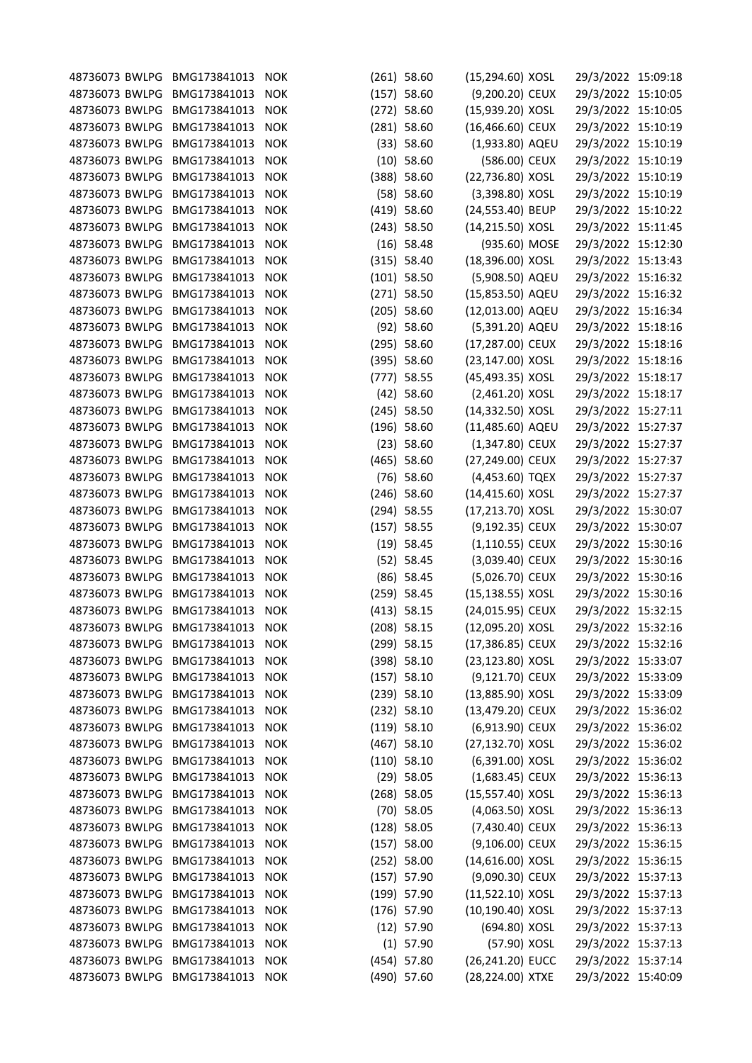| | | | | | | | | | |
|---|---|---|---|---|---|---|---|---|---|
| 48736073 | BWLPG | BMG173841013 | NOK | (261) | 58.60 | (15,294.60) | XOSL | 29/3/2022 | 15:09:18 |
| 48736073 | BWLPG | BMG173841013 | NOK | (157) | 58.60 | (9,200.20) | CEUX | 29/3/2022 | 15:10:05 |
| 48736073 | BWLPG | BMG173841013 | NOK | (272) | 58.60 | (15,939.20) | XOSL | 29/3/2022 | 15:10:05 |
| 48736073 | BWLPG | BMG173841013 | NOK | (281) | 58.60 | (16,466.60) | CEUX | 29/3/2022 | 15:10:19 |
| 48736073 | BWLPG | BMG173841013 | NOK | (33) | 58.60 | (1,933.80) | AQEU | 29/3/2022 | 15:10:19 |
| 48736073 | BWLPG | BMG173841013 | NOK | (10) | 58.60 | (586.00) | CEUX | 29/3/2022 | 15:10:19 |
| 48736073 | BWLPG | BMG173841013 | NOK | (388) | 58.60 | (22,736.80) | XOSL | 29/3/2022 | 15:10:19 |
| 48736073 | BWLPG | BMG173841013 | NOK | (58) | 58.60 | (3,398.80) | XOSL | 29/3/2022 | 15:10:19 |
| 48736073 | BWLPG | BMG173841013 | NOK | (419) | 58.60 | (24,553.40) | BEUP | 29/3/2022 | 15:10:22 |
| 48736073 | BWLPG | BMG173841013 | NOK | (243) | 58.50 | (14,215.50) | XOSL | 29/3/2022 | 15:11:45 |
| 48736073 | BWLPG | BMG173841013 | NOK | (16) | 58.48 | (935.60) | MOSE | 29/3/2022 | 15:12:30 |
| 48736073 | BWLPG | BMG173841013 | NOK | (315) | 58.40 | (18,396.00) | XOSL | 29/3/2022 | 15:13:43 |
| 48736073 | BWLPG | BMG173841013 | NOK | (101) | 58.50 | (5,908.50) | AQEU | 29/3/2022 | 15:16:32 |
| 48736073 | BWLPG | BMG173841013 | NOK | (271) | 58.50 | (15,853.50) | AQEU | 29/3/2022 | 15:16:32 |
| 48736073 | BWLPG | BMG173841013 | NOK | (205) | 58.60 | (12,013.00) | AQEU | 29/3/2022 | 15:16:34 |
| 48736073 | BWLPG | BMG173841013 | NOK | (92) | 58.60 | (5,391.20) | AQEU | 29/3/2022 | 15:18:16 |
| 48736073 | BWLPG | BMG173841013 | NOK | (295) | 58.60 | (17,287.00) | CEUX | 29/3/2022 | 15:18:16 |
| 48736073 | BWLPG | BMG173841013 | NOK | (395) | 58.60 | (23,147.00) | XOSL | 29/3/2022 | 15:18:16 |
| 48736073 | BWLPG | BMG173841013 | NOK | (777) | 58.55 | (45,493.35) | XOSL | 29/3/2022 | 15:18:17 |
| 48736073 | BWLPG | BMG173841013 | NOK | (42) | 58.60 | (2,461.20) | XOSL | 29/3/2022 | 15:18:17 |
| 48736073 | BWLPG | BMG173841013 | NOK | (245) | 58.50 | (14,332.50) | XOSL | 29/3/2022 | 15:27:11 |
| 48736073 | BWLPG | BMG173841013 | NOK | (196) | 58.60 | (11,485.60) | AQEU | 29/3/2022 | 15:27:37 |
| 48736073 | BWLPG | BMG173841013 | NOK | (23) | 58.60 | (1,347.80) | CEUX | 29/3/2022 | 15:27:37 |
| 48736073 | BWLPG | BMG173841013 | NOK | (465) | 58.60 | (27,249.00) | CEUX | 29/3/2022 | 15:27:37 |
| 48736073 | BWLPG | BMG173841013 | NOK | (76) | 58.60 | (4,453.60) | TQEX | 29/3/2022 | 15:27:37 |
| 48736073 | BWLPG | BMG173841013 | NOK | (246) | 58.60 | (14,415.60) | XOSL | 29/3/2022 | 15:27:37 |
| 48736073 | BWLPG | BMG173841013 | NOK | (294) | 58.55 | (17,213.70) | XOSL | 29/3/2022 | 15:30:07 |
| 48736073 | BWLPG | BMG173841013 | NOK | (157) | 58.55 | (9,192.35) | CEUX | 29/3/2022 | 15:30:07 |
| 48736073 | BWLPG | BMG173841013 | NOK | (19) | 58.45 | (1,110.55) | CEUX | 29/3/2022 | 15:30:16 |
| 48736073 | BWLPG | BMG173841013 | NOK | (52) | 58.45 | (3,039.40) | CEUX | 29/3/2022 | 15:30:16 |
| 48736073 | BWLPG | BMG173841013 | NOK | (86) | 58.45 | (5,026.70) | CEUX | 29/3/2022 | 15:30:16 |
| 48736073 | BWLPG | BMG173841013 | NOK | (259) | 58.45 | (15,138.55) | XOSL | 29/3/2022 | 15:30:16 |
| 48736073 | BWLPG | BMG173841013 | NOK | (413) | 58.15 | (24,015.95) | CEUX | 29/3/2022 | 15:32:15 |
| 48736073 | BWLPG | BMG173841013 | NOK | (208) | 58.15 | (12,095.20) | XOSL | 29/3/2022 | 15:32:16 |
| 48736073 | BWLPG | BMG173841013 | NOK | (299) | 58.15 | (17,386.85) | CEUX | 29/3/2022 | 15:32:16 |
| 48736073 | BWLPG | BMG173841013 | NOK | (398) | 58.10 | (23,123.80) | XOSL | 29/3/2022 | 15:33:07 |
| 48736073 | BWLPG | BMG173841013 | NOK | (157) | 58.10 | (9,121.70) | CEUX | 29/3/2022 | 15:33:09 |
| 48736073 | BWLPG | BMG173841013 | NOK | (239) | 58.10 | (13,885.90) | XOSL | 29/3/2022 | 15:33:09 |
| 48736073 | BWLPG | BMG173841013 | NOK | (232) | 58.10 | (13,479.20) | CEUX | 29/3/2022 | 15:36:02 |
| 48736073 | BWLPG | BMG173841013 | NOK | (119) | 58.10 | (6,913.90) | CEUX | 29/3/2022 | 15:36:02 |
| 48736073 | BWLPG | BMG173841013 | NOK | (467) | 58.10 | (27,132.70) | XOSL | 29/3/2022 | 15:36:02 |
| 48736073 | BWLPG | BMG173841013 | NOK | (110) | 58.10 | (6,391.00) | XOSL | 29/3/2022 | 15:36:02 |
| 48736073 | BWLPG | BMG173841013 | NOK | (29) | 58.05 | (1,683.45) | CEUX | 29/3/2022 | 15:36:13 |
| 48736073 | BWLPG | BMG173841013 | NOK | (268) | 58.05 | (15,557.40) | XOSL | 29/3/2022 | 15:36:13 |
| 48736073 | BWLPG | BMG173841013 | NOK | (70) | 58.05 | (4,063.50) | XOSL | 29/3/2022 | 15:36:13 |
| 48736073 | BWLPG | BMG173841013 | NOK | (128) | 58.05 | (7,430.40) | CEUX | 29/3/2022 | 15:36:13 |
| 48736073 | BWLPG | BMG173841013 | NOK | (157) | 58.00 | (9,106.00) | CEUX | 29/3/2022 | 15:36:15 |
| 48736073 | BWLPG | BMG173841013 | NOK | (252) | 58.00 | (14,616.00) | XOSL | 29/3/2022 | 15:36:15 |
| 48736073 | BWLPG | BMG173841013 | NOK | (157) | 57.90 | (9,090.30) | CEUX | 29/3/2022 | 15:37:13 |
| 48736073 | BWLPG | BMG173841013 | NOK | (199) | 57.90 | (11,522.10) | XOSL | 29/3/2022 | 15:37:13 |
| 48736073 | BWLPG | BMG173841013 | NOK | (176) | 57.90 | (10,190.40) | XOSL | 29/3/2022 | 15:37:13 |
| 48736073 | BWLPG | BMG173841013 | NOK | (12) | 57.90 | (694.80) | XOSL | 29/3/2022 | 15:37:13 |
| 48736073 | BWLPG | BMG173841013 | NOK | (1) | 57.90 | (57.90) | XOSL | 29/3/2022 | 15:37:13 |
| 48736073 | BWLPG | BMG173841013 | NOK | (454) | 57.80 | (26,241.20) | EUCC | 29/3/2022 | 15:37:14 |
| 48736073 | BWLPG | BMG173841013 | NOK | (490) | 57.60 | (28,224.00) | XTXE | 29/3/2022 | 15:40:09 |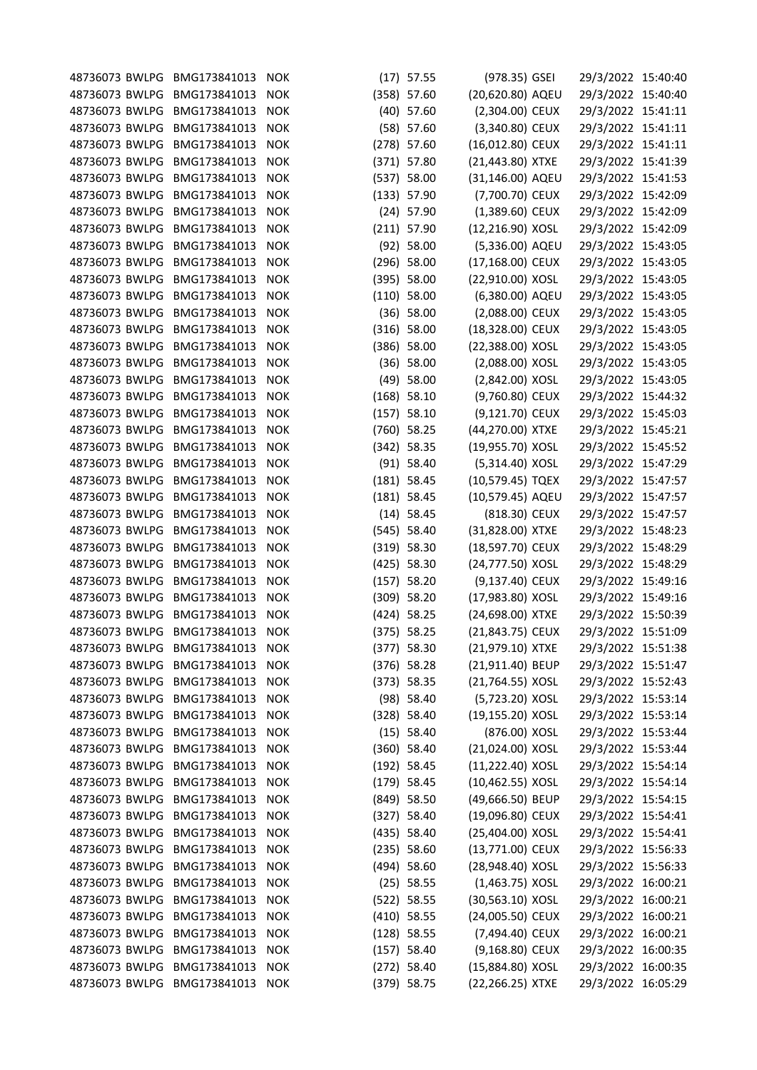| | | | | | | | | | |
|---|---|---|---|---|---|---|---|---|---|
| 48736073 | BWLPG | BMG173841013 | NOK | (17) | 57.55 | (978.35) | GSEI | 29/3/2022 | 15:40:40 |
| 48736073 | BWLPG | BMG173841013 | NOK | (358) | 57.60 | (20,620.80) | AQEU | 29/3/2022 | 15:40:40 |
| 48736073 | BWLPG | BMG173841013 | NOK | (40) | 57.60 | (2,304.00) | CEUX | 29/3/2022 | 15:41:11 |
| 48736073 | BWLPG | BMG173841013 | NOK | (58) | 57.60 | (3,340.80) | CEUX | 29/3/2022 | 15:41:11 |
| 48736073 | BWLPG | BMG173841013 | NOK | (278) | 57.60 | (16,012.80) | CEUX | 29/3/2022 | 15:41:11 |
| 48736073 | BWLPG | BMG173841013 | NOK | (371) | 57.80 | (21,443.80) | XTXE | 29/3/2022 | 15:41:39 |
| 48736073 | BWLPG | BMG173841013 | NOK | (537) | 58.00 | (31,146.00) | AQEU | 29/3/2022 | 15:41:53 |
| 48736073 | BWLPG | BMG173841013 | NOK | (133) | 57.90 | (7,700.70) | CEUX | 29/3/2022 | 15:42:09 |
| 48736073 | BWLPG | BMG173841013 | NOK | (24) | 57.90 | (1,389.60) | CEUX | 29/3/2022 | 15:42:09 |
| 48736073 | BWLPG | BMG173841013 | NOK | (211) | 57.90 | (12,216.90) | XOSL | 29/3/2022 | 15:42:09 |
| 48736073 | BWLPG | BMG173841013 | NOK | (92) | 58.00 | (5,336.00) | AQEU | 29/3/2022 | 15:43:05 |
| 48736073 | BWLPG | BMG173841013 | NOK | (296) | 58.00 | (17,168.00) | CEUX | 29/3/2022 | 15:43:05 |
| 48736073 | BWLPG | BMG173841013 | NOK | (395) | 58.00 | (22,910.00) | XOSL | 29/3/2022 | 15:43:05 |
| 48736073 | BWLPG | BMG173841013 | NOK | (110) | 58.00 | (6,380.00) | AQEU | 29/3/2022 | 15:43:05 |
| 48736073 | BWLPG | BMG173841013 | NOK | (36) | 58.00 | (2,088.00) | CEUX | 29/3/2022 | 15:43:05 |
| 48736073 | BWLPG | BMG173841013 | NOK | (316) | 58.00 | (18,328.00) | CEUX | 29/3/2022 | 15:43:05 |
| 48736073 | BWLPG | BMG173841013 | NOK | (386) | 58.00 | (22,388.00) | XOSL | 29/3/2022 | 15:43:05 |
| 48736073 | BWLPG | BMG173841013 | NOK | (36) | 58.00 | (2,088.00) | XOSL | 29/3/2022 | 15:43:05 |
| 48736073 | BWLPG | BMG173841013 | NOK | (49) | 58.00 | (2,842.00) | XOSL | 29/3/2022 | 15:43:05 |
| 48736073 | BWLPG | BMG173841013 | NOK | (168) | 58.10 | (9,760.80) | CEUX | 29/3/2022 | 15:44:32 |
| 48736073 | BWLPG | BMG173841013 | NOK | (157) | 58.10 | (9,121.70) | CEUX | 29/3/2022 | 15:45:03 |
| 48736073 | BWLPG | BMG173841013 | NOK | (760) | 58.25 | (44,270.00) | XTXE | 29/3/2022 | 15:45:21 |
| 48736073 | BWLPG | BMG173841013 | NOK | (342) | 58.35 | (19,955.70) | XOSL | 29/3/2022 | 15:45:52 |
| 48736073 | BWLPG | BMG173841013 | NOK | (91) | 58.40 | (5,314.40) | XOSL | 29/3/2022 | 15:47:29 |
| 48736073 | BWLPG | BMG173841013 | NOK | (181) | 58.45 | (10,579.45) | TQEX | 29/3/2022 | 15:47:57 |
| 48736073 | BWLPG | BMG173841013 | NOK | (181) | 58.45 | (10,579.45) | AQEU | 29/3/2022 | 15:47:57 |
| 48736073 | BWLPG | BMG173841013 | NOK | (14) | 58.45 | (818.30) | CEUX | 29/3/2022 | 15:47:57 |
| 48736073 | BWLPG | BMG173841013 | NOK | (545) | 58.40 | (31,828.00) | XTXE | 29/3/2022 | 15:48:23 |
| 48736073 | BWLPG | BMG173841013 | NOK | (319) | 58.30 | (18,597.70) | CEUX | 29/3/2022 | 15:48:29 |
| 48736073 | BWLPG | BMG173841013 | NOK | (425) | 58.30 | (24,777.50) | XOSL | 29/3/2022 | 15:48:29 |
| 48736073 | BWLPG | BMG173841013 | NOK | (157) | 58.20 | (9,137.40) | CEUX | 29/3/2022 | 15:49:16 |
| 48736073 | BWLPG | BMG173841013 | NOK | (309) | 58.20 | (17,983.80) | XOSL | 29/3/2022 | 15:49:16 |
| 48736073 | BWLPG | BMG173841013 | NOK | (424) | 58.25 | (24,698.00) | XTXE | 29/3/2022 | 15:50:39 |
| 48736073 | BWLPG | BMG173841013 | NOK | (375) | 58.25 | (21,843.75) | CEUX | 29/3/2022 | 15:51:09 |
| 48736073 | BWLPG | BMG173841013 | NOK | (377) | 58.30 | (21,979.10) | XTXE | 29/3/2022 | 15:51:38 |
| 48736073 | BWLPG | BMG173841013 | NOK | (376) | 58.28 | (21,911.40) | BEUP | 29/3/2022 | 15:51:47 |
| 48736073 | BWLPG | BMG173841013 | NOK | (373) | 58.35 | (21,764.55) | XOSL | 29/3/2022 | 15:52:43 |
| 48736073 | BWLPG | BMG173841013 | NOK | (98) | 58.40 | (5,723.20) | XOSL | 29/3/2022 | 15:53:14 |
| 48736073 | BWLPG | BMG173841013 | NOK | (328) | 58.40 | (19,155.20) | XOSL | 29/3/2022 | 15:53:14 |
| 48736073 | BWLPG | BMG173841013 | NOK | (15) | 58.40 | (876.00) | XOSL | 29/3/2022 | 15:53:44 |
| 48736073 | BWLPG | BMG173841013 | NOK | (360) | 58.40 | (21,024.00) | XOSL | 29/3/2022 | 15:53:44 |
| 48736073 | BWLPG | BMG173841013 | NOK | (192) | 58.45 | (11,222.40) | XOSL | 29/3/2022 | 15:54:14 |
| 48736073 | BWLPG | BMG173841013 | NOK | (179) | 58.45 | (10,462.55) | XOSL | 29/3/2022 | 15:54:14 |
| 48736073 | BWLPG | BMG173841013 | NOK | (849) | 58.50 | (49,666.50) | BEUP | 29/3/2022 | 15:54:15 |
| 48736073 | BWLPG | BMG173841013 | NOK | (327) | 58.40 | (19,096.80) | CEUX | 29/3/2022 | 15:54:41 |
| 48736073 | BWLPG | BMG173841013 | NOK | (435) | 58.40 | (25,404.00) | XOSL | 29/3/2022 | 15:54:41 |
| 48736073 | BWLPG | BMG173841013 | NOK | (235) | 58.60 | (13,771.00) | CEUX | 29/3/2022 | 15:56:33 |
| 48736073 | BWLPG | BMG173841013 | NOK | (494) | 58.60 | (28,948.40) | XOSL | 29/3/2022 | 15:56:33 |
| 48736073 | BWLPG | BMG173841013 | NOK | (25) | 58.55 | (1,463.75) | XOSL | 29/3/2022 | 16:00:21 |
| 48736073 | BWLPG | BMG173841013 | NOK | (522) | 58.55 | (30,563.10) | XOSL | 29/3/2022 | 16:00:21 |
| 48736073 | BWLPG | BMG173841013 | NOK | (410) | 58.55 | (24,005.50) | CEUX | 29/3/2022 | 16:00:21 |
| 48736073 | BWLPG | BMG173841013 | NOK | (128) | 58.55 | (7,494.40) | CEUX | 29/3/2022 | 16:00:21 |
| 48736073 | BWLPG | BMG173841013 | NOK | (157) | 58.40 | (9,168.80) | CEUX | 29/3/2022 | 16:00:35 |
| 48736073 | BWLPG | BMG173841013 | NOK | (272) | 58.40 | (15,884.80) | XOSL | 29/3/2022 | 16:00:35 |
| 48736073 | BWLPG | BMG173841013 | NOK | (379) | 58.75 | (22,266.25) | XTXE | 29/3/2022 | 16:05:29 |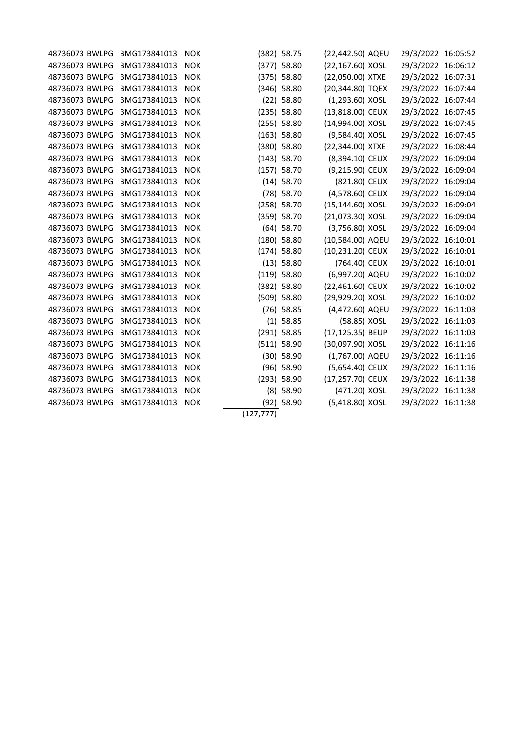| | | | | | | | | | |
|---|---|---|---|---|---|---|---|---|---|
| 48736073 | BWLPG | BMG173841013 | NOK | (382) | 58.75 | (22,442.50) | AQEU | 29/3/2022 | 16:05:52 |
| 48736073 | BWLPG | BMG173841013 | NOK | (377) | 58.80 | (22,167.60) | XOSL | 29/3/2022 | 16:06:12 |
| 48736073 | BWLPG | BMG173841013 | NOK | (375) | 58.80 | (22,050.00) | XTXE | 29/3/2022 | 16:07:31 |
| 48736073 | BWLPG | BMG173841013 | NOK | (346) | 58.80 | (20,344.80) | TQEX | 29/3/2022 | 16:07:44 |
| 48736073 | BWLPG | BMG173841013 | NOK | (22) | 58.80 | (1,293.60) | XOSL | 29/3/2022 | 16:07:44 |
| 48736073 | BWLPG | BMG173841013 | NOK | (235) | 58.80 | (13,818.00) | CEUX | 29/3/2022 | 16:07:45 |
| 48736073 | BWLPG | BMG173841013 | NOK | (255) | 58.80 | (14,994.00) | XOSL | 29/3/2022 | 16:07:45 |
| 48736073 | BWLPG | BMG173841013 | NOK | (163) | 58.80 | (9,584.40) | XOSL | 29/3/2022 | 16:07:45 |
| 48736073 | BWLPG | BMG173841013 | NOK | (380) | 58.80 | (22,344.00) | XTXE | 29/3/2022 | 16:08:44 |
| 48736073 | BWLPG | BMG173841013 | NOK | (143) | 58.70 | (8,394.10) | CEUX | 29/3/2022 | 16:09:04 |
| 48736073 | BWLPG | BMG173841013 | NOK | (157) | 58.70 | (9,215.90) | CEUX | 29/3/2022 | 16:09:04 |
| 48736073 | BWLPG | BMG173841013 | NOK | (14) | 58.70 | (821.80) | CEUX | 29/3/2022 | 16:09:04 |
| 48736073 | BWLPG | BMG173841013 | NOK | (78) | 58.70 | (4,578.60) | CEUX | 29/3/2022 | 16:09:04 |
| 48736073 | BWLPG | BMG173841013 | NOK | (258) | 58.70 | (15,144.60) | XOSL | 29/3/2022 | 16:09:04 |
| 48736073 | BWLPG | BMG173841013 | NOK | (359) | 58.70 | (21,073.30) | XOSL | 29/3/2022 | 16:09:04 |
| 48736073 | BWLPG | BMG173841013 | NOK | (64) | 58.70 | (3,756.80) | XOSL | 29/3/2022 | 16:09:04 |
| 48736073 | BWLPG | BMG173841013 | NOK | (180) | 58.80 | (10,584.00) | AQEU | 29/3/2022 | 16:10:01 |
| 48736073 | BWLPG | BMG173841013 | NOK | (174) | 58.80 | (10,231.20) | CEUX | 29/3/2022 | 16:10:01 |
| 48736073 | BWLPG | BMG173841013 | NOK | (13) | 58.80 | (764.40) | CEUX | 29/3/2022 | 16:10:01 |
| 48736073 | BWLPG | BMG173841013 | NOK | (119) | 58.80 | (6,997.20) | AQEU | 29/3/2022 | 16:10:02 |
| 48736073 | BWLPG | BMG173841013 | NOK | (382) | 58.80 | (22,461.60) | CEUX | 29/3/2022 | 16:10:02 |
| 48736073 | BWLPG | BMG173841013 | NOK | (509) | 58.80 | (29,929.20) | XOSL | 29/3/2022 | 16:10:02 |
| 48736073 | BWLPG | BMG173841013 | NOK | (76) | 58.85 | (4,472.60) | AQEU | 29/3/2022 | 16:11:03 |
| 48736073 | BWLPG | BMG173841013 | NOK | (1) | 58.85 | (58.85) | XOSL | 29/3/2022 | 16:11:03 |
| 48736073 | BWLPG | BMG173841013 | NOK | (291) | 58.85 | (17,125.35) | BEUP | 29/3/2022 | 16:11:03 |
| 48736073 | BWLPG | BMG173841013 | NOK | (511) | 58.90 | (30,097.90) | XOSL | 29/3/2022 | 16:11:16 |
| 48736073 | BWLPG | BMG173841013 | NOK | (30) | 58.90 | (1,767.00) | AQEU | 29/3/2022 | 16:11:16 |
| 48736073 | BWLPG | BMG173841013 | NOK | (96) | 58.90 | (5,654.40) | CEUX | 29/3/2022 | 16:11:16 |
| 48736073 | BWLPG | BMG173841013 | NOK | (293) | 58.90 | (17,257.70) | CEUX | 29/3/2022 | 16:11:38 |
| 48736073 | BWLPG | BMG173841013 | NOK | (8) | 58.90 | (471.20) | XOSL | 29/3/2022 | 16:11:38 |
| 48736073 | BWLPG | BMG173841013 | NOK | (92) | 58.90 | (5,418.80) | XOSL | 29/3/2022 | 16:11:38 |
| | | | | (127,777) | | | | | |